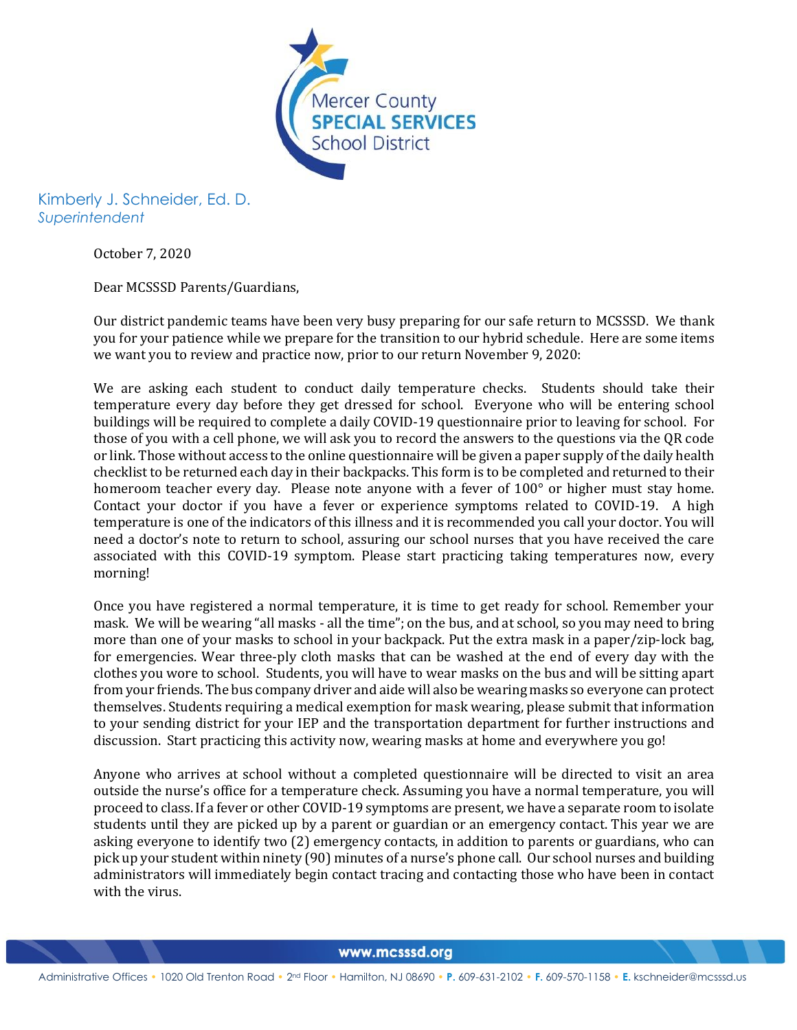Mercer County
**SPECIAL SERVICES**
School District

Kimberly J. Schneider, Ed. D.
*Superintendent*

October 7, 2020

Dear MCSSSD Parents/Guardians,

Our district pandemic teams have been very busy preparing for our safe return to MCSSSD. We thank you for your patience while we prepare for the transition to our hybrid schedule. Here are some items we want you to review and practice now, prior to our return November 9, 2020:

We are asking each student to conduct daily temperature checks. Students should take their temperature every day before they get dressed for school. Everyone who will be entering school buildings will be required to complete a daily COVID-19 questionnaire prior to leaving for school. For those of you with a cell phone, we will ask you to record the answers to the questions via the QR code or link. Those without access to the online questionnaire will be given a paper supply of the daily health checklist to be returned each day in their backpacks. This form is to be completed and returned to their homeroom teacher every day. Please note anyone with a fever of 100° or higher must stay home. Contact your doctor if you have a fever or experience symptoms related to COVID-19. A high temperature is one of the indicators of this illness and it is recommended you call your doctor. You will need a doctor's note to return to school, assuring our school nurses that you have received the care associated with this COVID-19 symptom. Please start practicing taking temperatures now, every morning!

Once you have registered a normal temperature, it is time to get ready for school. Remember your mask. We will be wearing "all masks - all the time"; on the bus, and at school, so you may need to bring more than one of your masks to school in your backpack. Put the extra mask in a paper/zip-lock bag, for emergencies. Wear three-ply cloth masks that can be washed at the end of every day with the clothes you wore to school. Students, you will have to wear masks on the bus and will be sitting apart from your friends. The bus company driver and aide will also be wearing masks so everyone can protect themselves. Students requiring a medical exemption for mask wearing, please submit that information to your sending district for your IEP and the transportation department for further instructions and discussion. Start practicing this activity now, wearing masks at home and everywhere you go!

Anyone who arrives at school without a completed questionnaire will be directed to visit an area outside the nurse's office for a temperature check. Assuming you have a normal temperature, you will proceed to class. If a fever or other COVID-19 symptoms are present, we have a separate room to isolate students until they are picked up by a parent or guardian or an emergency contact. This year we are asking everyone to identify two (2) emergency contacts, in addition to parents or guardians, who can pick up your student within ninety (90) minutes of a nurse's phone call. Our school nurses and building administrators will immediately begin contact tracing and contacting those who have been in contact with the virus.

www.mcsssd.org

Administrative Offices • 1020 Old Trenton Road • 2nd Floor • Hamilton, NJ 08690 • P. 609-631-2102 • F. 609-570-1158 • E. kschneider@mcsssd.us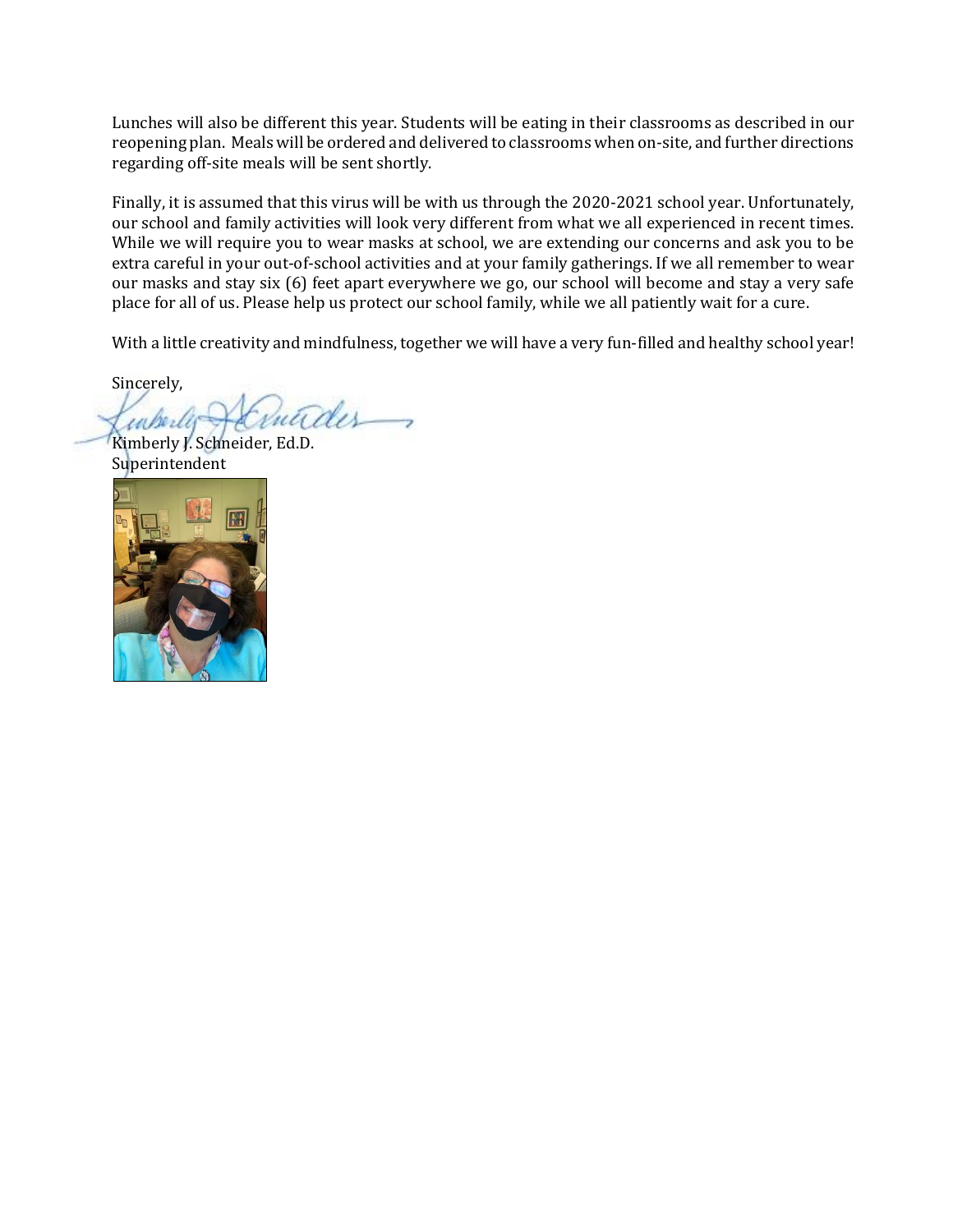Lunches will also be different this year. Students will be eating in their classrooms as described in our reopening plan. Meals will be ordered and delivered to classrooms when on-site, and further directions regarding off-site meals will be sent shortly.

Finally, it is assumed that this virus will be with us through the 2020-2021 school year. Unfortunately, our school and family activities will look very different from what we all experienced in recent times. While we will require you to wear masks at school, we are extending our concerns and ask you to be extra careful in your out-of-school activities and at your family gatherings. If we all remember to wear our masks and stay six (6) feet apart everywhere we go, our school will become and stay a very safe place for all of us. Please help us protect our school family, while we all patiently wait for a cure.

With a little creativity and mindfulness, together we will have a very fun-filled and healthy school year!

Sincerely,

Kimberly J. Schneider, Ed.D.
Superintendent